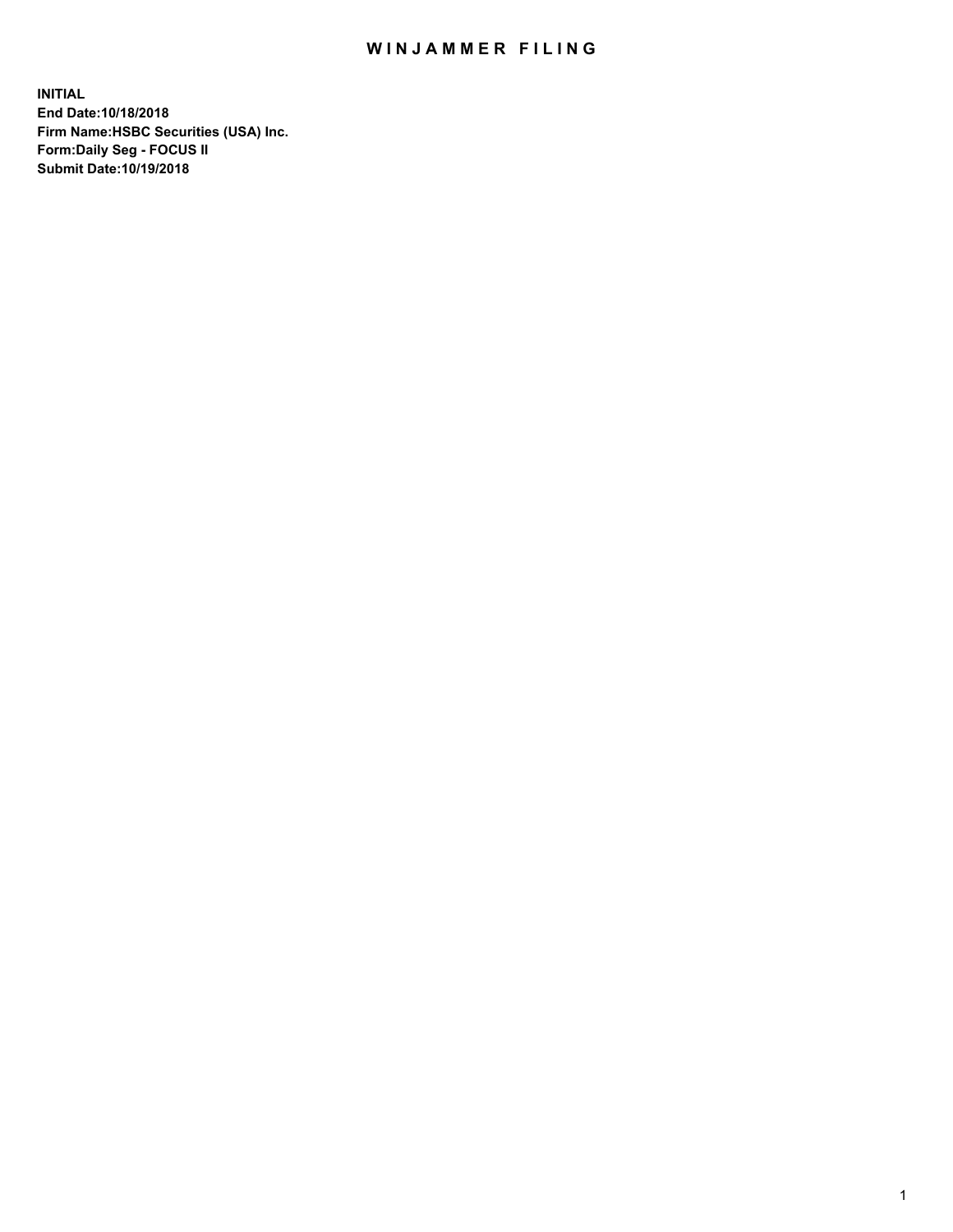# WINJAMMER FILING

**INITIAL**
**End Date:10/18/2018**
**Firm Name:HSBC Securities (USA) Inc.**
**Form:Daily Seg - FOCUS II**
**Submit Date:10/19/2018**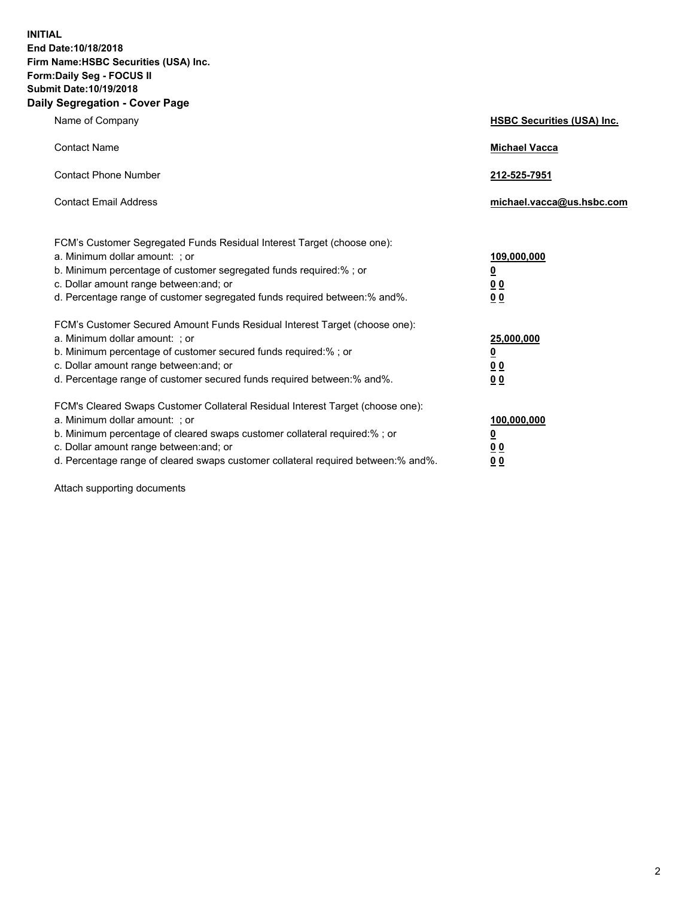**INITIAL**
**End Date:10/18/2018**
**Firm Name:HSBC Securities (USA) Inc.**
**Form:Daily Seg - FOCUS II**
**Submit Date:10/19/2018**

## Daily Segregation - Cover Page

| | |
|---|---|
| Name of Company | **HSBC Securities (USA) Inc.** |
| Contact Name | **Michael Vacca** |
| Contact Phone Number | **212-525-7951** |
| Contact Email Address | **michael.vacca@us.hsbc.com** |

FCM's Customer Segregated Funds Residual Interest Target (choose one):

| | |
|---|---|
| a. Minimum dollar amount: ; or | **109,000,000** |
| b. Minimum percentage of customer segregated funds required:% ; or | **0** |
| c. Dollar amount range between:and; or | **0 0** |
| d. Percentage range of customer segregated funds required between:% and%. | **0 0** |

FCM's Customer Secured Amount Funds Residual Interest Target (choose one):

| | |
|---|---|
| a. Minimum dollar amount: ; or | **25,000,000** |
| b. Minimum percentage of customer secured funds required:% ; or | **0** |
| c. Dollar amount range between:and; or | **0 0** |
| d. Percentage range of customer secured funds required between:% and%. | **0 0** |

FCM's Cleared Swaps Customer Collateral Residual Interest Target (choose one):

| | |
|---|---|
| a. Minimum dollar amount: ; or | **100,000,000** |
| b. Minimum percentage of cleared swaps customer collateral required:% ; or | **0** |
| c. Dollar amount range between:and; or | **0 0** |
| d. Percentage range of cleared swaps customer collateral required between:% and%. | **0 0** |

Attach supporting documents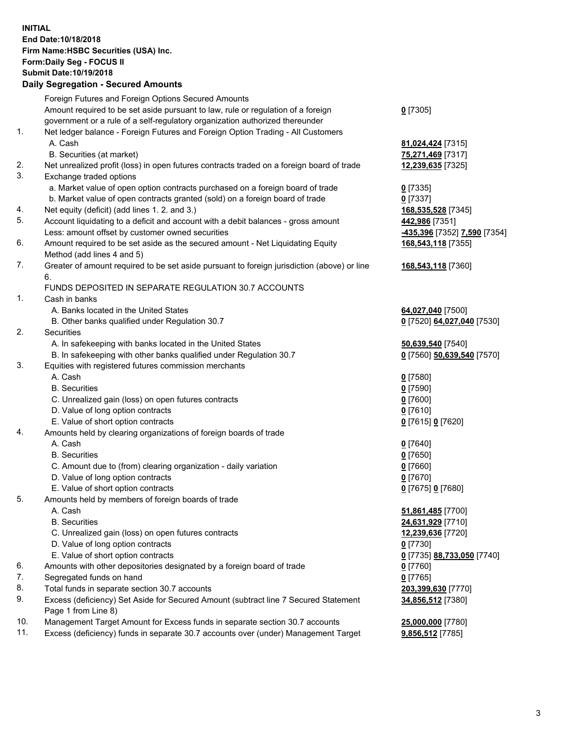**INITIAL**
**End Date:10/18/2018**
**Firm Name:HSBC Securities (USA) Inc.**
**Form:Daily Seg - FOCUS II**
**Submit Date:10/19/2018**

**Daily Segregation - Secured Amounts**

| | | |
|---|---|---|
| | Foreign Futures and Foreign Options Secured Amounts | |
| | Amount required to be set aside pursuant to law, rule or regulation of a foreign government or a rule of a self-regulatory organization authorized thereunder | **0** [7305] |
| 1. | Net ledger balance - Foreign Futures and Foreign Option Trading - All Customers | |
| | A. Cash | **81,024,424** [7315] |
| | B. Securities (at market) | **75,271,469** [7317] |
| 2. | Net unrealized profit (loss) in open futures contracts traded on a foreign board of trade | **12,239,635** [7325] |
| 3. | Exchange traded options | |
| | a. Market value of open option contracts purchased on a foreign board of trade | **0** [7335] |
| | b. Market value of open contracts granted (sold) on a foreign board of trade | **0** [7337] |
| 4. | Net equity (deficit) (add lines 1. 2. and 3.) | **168,535,528** [7345] |
| 5. | Account liquidating to a deficit and account with a debit balances - gross amount | **442,986** [7351] |
| | Less: amount offset by customer owned securities | **-435,396** [7352] **7,590** [7354] |
| 6. | Amount required to be set aside as the secured amount - Net Liquidating Equity Method (add lines 4 and 5) | **168,543,118** [7355] |
| 7. | Greater of amount required to be set aside pursuant to foreign jurisdiction (above) or line 6. | **168,543,118** [7360] |
| | FUNDS DEPOSITED IN SEPARATE REGULATION 30.7 ACCOUNTS | |
| 1. | Cash in banks | |
| | A. Banks located in the United States | **64,027,040** [7500] |
| | B. Other banks qualified under Regulation 30.7 | **0** [7520] **64,027,040** [7530] |
| 2. | Securities | |
| | A. In safekeeping with banks located in the United States | **50,639,540** [7540] |
| | B. In safekeeping with other banks qualified under Regulation 30.7 | **0** [7560] **50,639,540** [7570] |
| 3. | Equities with registered futures commission merchants | |
| | A. Cash | **0** [7580] |
| | B. Securities | **0** [7590] |
| | C. Unrealized gain (loss) on open futures contracts | **0** [7600] |
| | D. Value of long option contracts | **0** [7610] |
| | E. Value of short option contracts | **0** [7615] **0** [7620] |
| 4. | Amounts held by clearing organizations of foreign boards of trade | |
| | A. Cash | **0** [7640] |
| | B. Securities | **0** [7650] |
| | C. Amount due to (from) clearing organization - daily variation | **0** [7660] |
| | D. Value of long option contracts | **0** [7670] |
| | E. Value of short option contracts | **0** [7675] **0** [7680] |
| 5. | Amounts held by members of foreign boards of trade | |
| | A. Cash | **51,861,485** [7700] |
| | B. Securities | **24,631,929** [7710] |
| | C. Unrealized gain (loss) on open futures contracts | **12,239,636** [7720] |
| | D. Value of long option contracts | **0** [7730] |
| | E. Value of short option contracts | **0** [7735] **88,733,050** [7740] |
| 6. | Amounts with other depositories designated by a foreign board of trade | **0** [7760] |
| 7. | Segregated funds on hand | **0** [7765] |
| 8. | Total funds in separate section 30.7 accounts | **203,399,630** [7770] |
| 9. | Excess (deficiency) Set Aside for Secured Amount (subtract line 7 Secured Statement Page 1 from Line 8) | **34,856,512** [7380] |
| 10. | Management Target Amount for Excess funds in separate section 30.7 accounts | **25,000,000** [7780] |
| 11. | Excess (deficiency) funds in separate 30.7 accounts over (under) Management Target | **9,856,512** [7785] |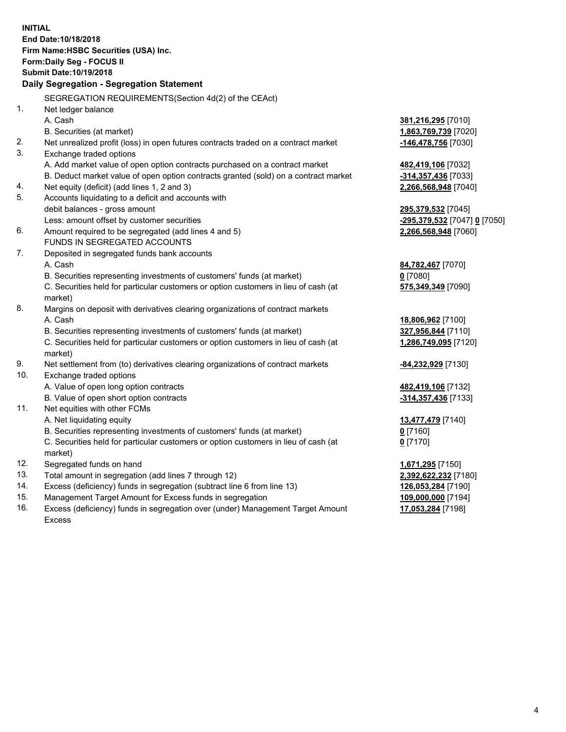**INITIAL**
**End Date:10/18/2018**
**Firm Name:HSBC Securities (USA) Inc.**
**Form:Daily Seg - FOCUS II**
**Submit Date:10/19/2018**

**Daily Segregation - Segregation Statement**

| | | |
|---|---|---|
| | SEGREGATION REQUIREMENTS(Section 4d(2) of the CEAct) | |
| 1. | Net ledger balance | |
| | A. Cash | **381,216,295** [7010] |
| | B. Securities (at market) | **1,863,769,739** [7020] |
| 2. | Net unrealized profit (loss) in open futures contracts traded on a contract market | **-146,478,756** [7030] |
| 3. | Exchange traded options | |
| | A. Add market value of open option contracts purchased on a contract market | **482,419,106** [7032] |
| | B. Deduct market value of open option contracts granted (sold) on a contract market | **-314,357,436** [7033] |
| 4. | Net equity (deficit) (add lines 1, 2 and 3) | **2,266,568,948** [7040] |
| 5. | Accounts liquidating to a deficit and accounts with | |
| | debit balances - gross amount | **295,379,532** [7045] |
| | Less: amount offset by customer securities | **-295,379,532** [7047] **0** [7050] |
| 6. | Amount required to be segregated (add lines 4 and 5) | **2,266,568,948** [7060] |
| | FUNDS IN SEGREGATED ACCOUNTS | |
| 7. | Deposited in segregated funds bank accounts | |
| | A. Cash | **84,782,467** [7070] |
| | B. Securities representing investments of customers' funds (at market) | **0** [7080] |
| | C. Securities held for particular customers or option customers in lieu of cash (at market) | **575,349,349** [7090] |
| 8. | Margins on deposit with derivatives clearing organizations of contract markets | |
| | A. Cash | **18,806,962** [7100] |
| | B. Securities representing investments of customers' funds (at market) | **327,956,844** [7110] |
| | C. Securities held for particular customers or option customers in lieu of cash (at market) | **1,286,749,095** [7120] |
| 9. | Net settlement from (to) derivatives clearing organizations of contract markets | **-84,232,929** [7130] |
| 10. | Exchange traded options | |
| | A. Value of open long option contracts | **482,419,106** [7132] |
| | B. Value of open short option contracts | **-314,357,436** [7133] |
| 11. | Net equities with other FCMs | |
| | A. Net liquidating equity | **13,477,479** [7140] |
| | B. Securities representing investments of customers' funds (at market) | **0** [7160] |
| | C. Securities held for particular customers or option customers in lieu of cash (at market) | **0** [7170] |
| 12. | Segregated funds on hand | **1,671,295** [7150] |
| 13. | Total amount in segregation (add lines 7 through 12) | **2,392,622,232** [7180] |
| 14. | Excess (deficiency) funds in segregation (subtract line 6 from line 13) | **126,053,284** [7190] |
| 15. | Management Target Amount for Excess funds in segregation | **109,000,000** [7194] |
| 16. | Excess (deficiency) funds in segregation over (under) Management Target Amount Excess | **17,053,284** [7198] |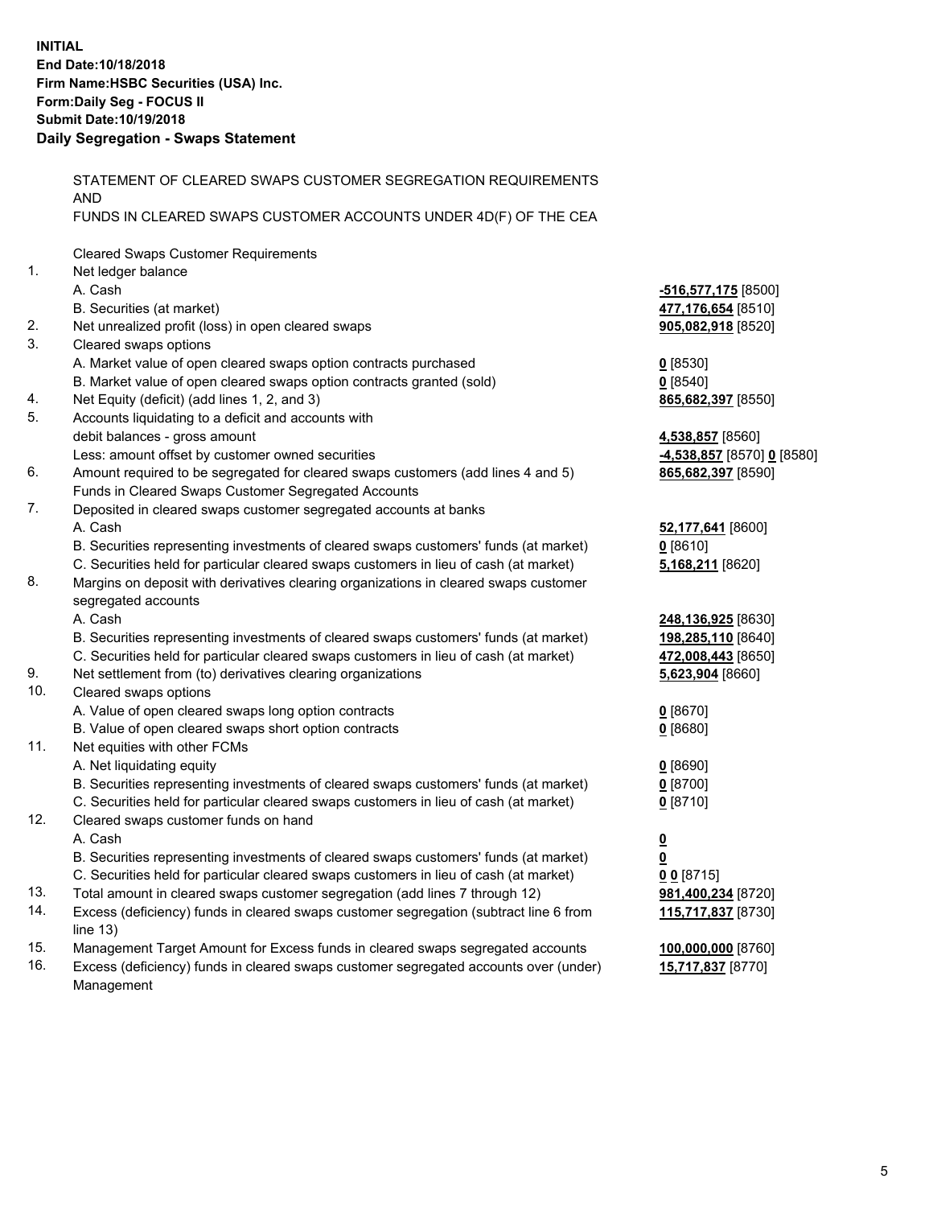**INITIAL**
**End Date:10/18/2018**
**Firm Name:HSBC Securities (USA) Inc.**
**Form:Daily Seg - FOCUS II**
**Submit Date:10/19/2018**
**Daily Segregation - Swaps Statement**

STATEMENT OF CLEARED SWAPS CUSTOMER SEGREGATION REQUIREMENTS AND FUNDS IN CLEARED SWAPS CUSTOMER ACCOUNTS UNDER 4D(F) OF THE CEA

| | | |
|---|---|---|
| | Cleared Swaps Customer Requirements | |
| 1. | Net ledger balance | |
| | A. Cash | -516,577,175 [8500] |
| | B. Securities (at market) | 477,176,654 [8510] |
| 2. | Net unrealized profit (loss) in open cleared swaps | 905,082,918 [8520] |
| 3. | Cleared swaps options | |
| | A. Market value of open cleared swaps option contracts purchased | 0 [8530] |
| | B. Market value of open cleared swaps option contracts granted (sold) | 0 [8540] |
| 4. | Net Equity (deficit) (add lines 1, 2, and 3) | 865,682,397 [8550] |
| 5. | Accounts liquidating to a deficit and accounts with debit balances - gross amount | 4,538,857 [8560] |
| | Less: amount offset by customer owned securities | -4,538,857 [8570] 0 [8580] |
| 6. | Amount required to be segregated for cleared swaps customers (add lines 4 and 5) | 865,682,397 [8590] |
| | Funds in Cleared Swaps Customer Segregated Accounts | |
| 7. | Deposited in cleared swaps customer segregated accounts at banks | |
| | A. Cash | 52,177,641 [8600] |
| | B. Securities representing investments of cleared swaps customers' funds (at market) | 0 [8610] |
| | C. Securities held for particular cleared swaps customers in lieu of cash (at market) | 5,168,211 [8620] |
| 8. | Margins on deposit with derivatives clearing organizations in cleared swaps customer segregated accounts | |
| | A. Cash | 248,136,925 [8630] |
| | B. Securities representing investments of cleared swaps customers' funds (at market) | 198,285,110 [8640] |
| | C. Securities held for particular cleared swaps customers in lieu of cash (at market) | 472,008,443 [8650] |
| 9. | Net settlement from (to) derivatives clearing organizations | 5,623,904 [8660] |
| 10. | Cleared swaps options | |
| | A. Value of open cleared swaps long option contracts | 0 [8670] |
| | B. Value of open cleared swaps short option contracts | 0 [8680] |
| 11. | Net equities with other FCMs | |
| | A. Net liquidating equity | 0 [8690] |
| | B. Securities representing investments of cleared swaps customers' funds (at market) | 0 [8700] |
| | C. Securities held for particular cleared swaps customers in lieu of cash (at market) | 0 [8710] |
| 12. | Cleared swaps customer funds on hand | |
| | A. Cash | 0 |
| | B. Securities representing investments of cleared swaps customers' funds (at market) | 0 |
| | C. Securities held for particular cleared swaps customers in lieu of cash (at market) | 0 0 [8715] |
| 13. | Total amount in cleared swaps customer segregation (add lines 7 through 12) | 981,400,234 [8720] |
| 14. | Excess (deficiency) funds in cleared swaps customer segregation (subtract line 6 from line 13) | 115,717,837 [8730] |
| 15. | Management Target Amount for Excess funds in cleared swaps segregated accounts | 100,000,000 [8760] |
| 16. | Excess (deficiency) funds in cleared swaps customer segregated accounts over (under) Management | 15,717,837 [8770] |